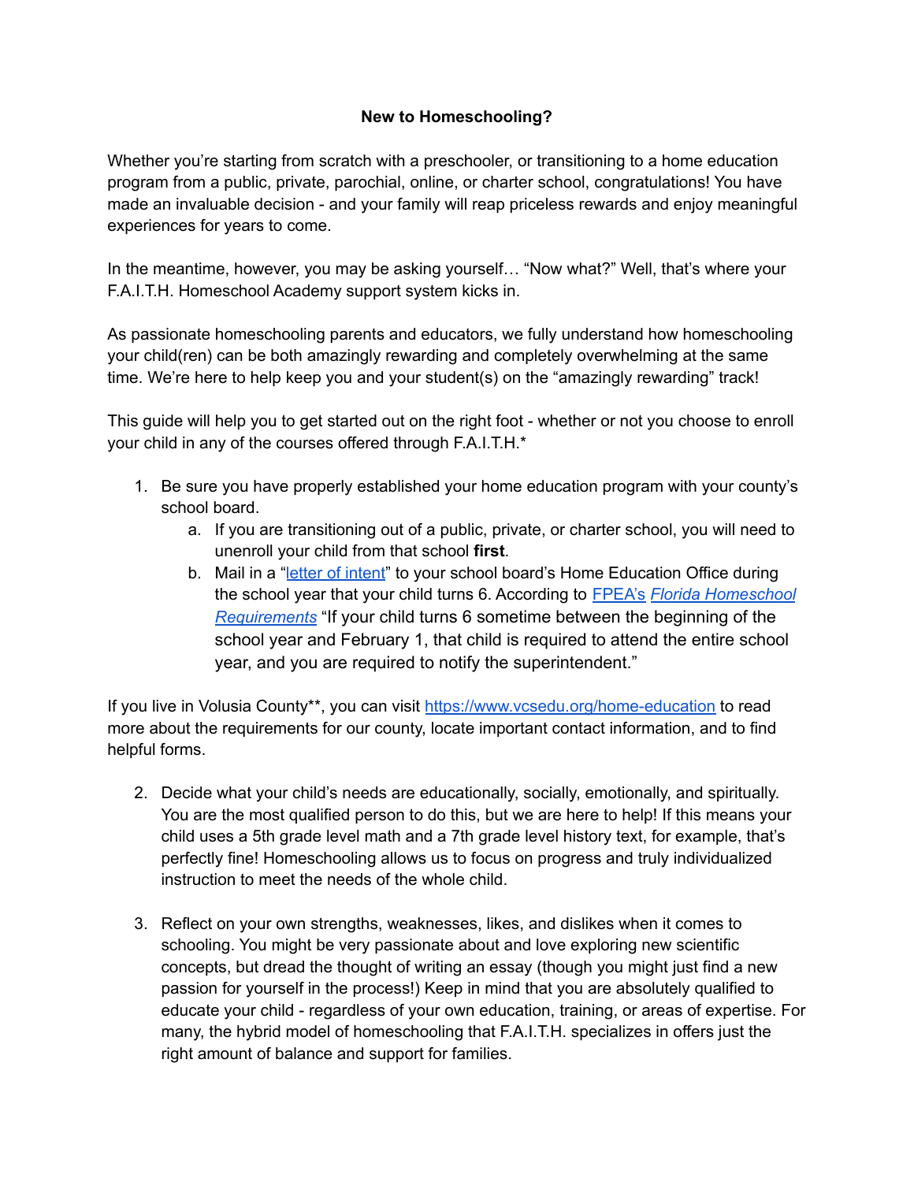**New to Homeschooling?**

Whether you're starting from scratch with a preschooler, or transitioning to a home education program from a public, private, parochial, online, or charter school, congratulations! You have made an invaluable decision - and your family will reap priceless rewards and enjoy meaningful experiences for years to come.

In the meantime, however, you may be asking yourself… "Now what?" Well, that's where your F.A.I.T.H. Homeschool Academy support system kicks in.

As passionate homeschooling parents and educators, we fully understand how homeschooling your child(ren) can be both amazingly rewarding and completely overwhelming at the same time. We're here to help keep you and your student(s) on the "amazingly rewarding" track!

This guide will help you to get started out on the right foot - whether or not you choose to enroll your child in any of the courses offered through F.A.I.T.H.*

1. Be sure you have properly established your home education program with your county's school board.
   a. If you are transitioning out of a public, private, or charter school, you will need to unenroll your child from that school **first**.
   b. Mail in a "letter of intent" to your school board's Home Education Office during the school year that your child turns 6. According to FPEA's *Florida Homeschool Requirements* "If your child turns 6 sometime between the beginning of the school year and February 1, that child is required to attend the entire school year, and you are required to notify the superintendent."

If you live in Volusia County**, you can visit https://www.vcsedu.org/home-education to read more about the requirements for our county, locate important contact information, and to find helpful forms.

2. Decide what your child's needs are educationally, socially, emotionally, and spiritually. You are the most qualified person to do this, but we are here to help! If this means your child uses a 5th grade level math and a 7th grade level history text, for example, that's perfectly fine! Homeschooling allows us to focus on progress and truly individualized instruction to meet the needs of the whole child.

3. Reflect on your own strengths, weaknesses, likes, and dislikes when it comes to schooling. You might be very passionate about and love exploring new scientific concepts, but dread the thought of writing an essay (though you might just find a new passion for yourself in the process!) Keep in mind that you are absolutely qualified to educate your child - regardless of your own education, training, or areas of expertise. For many, the hybrid model of homeschooling that F.A.I.T.H. specializes in offers just the right amount of balance and support for families.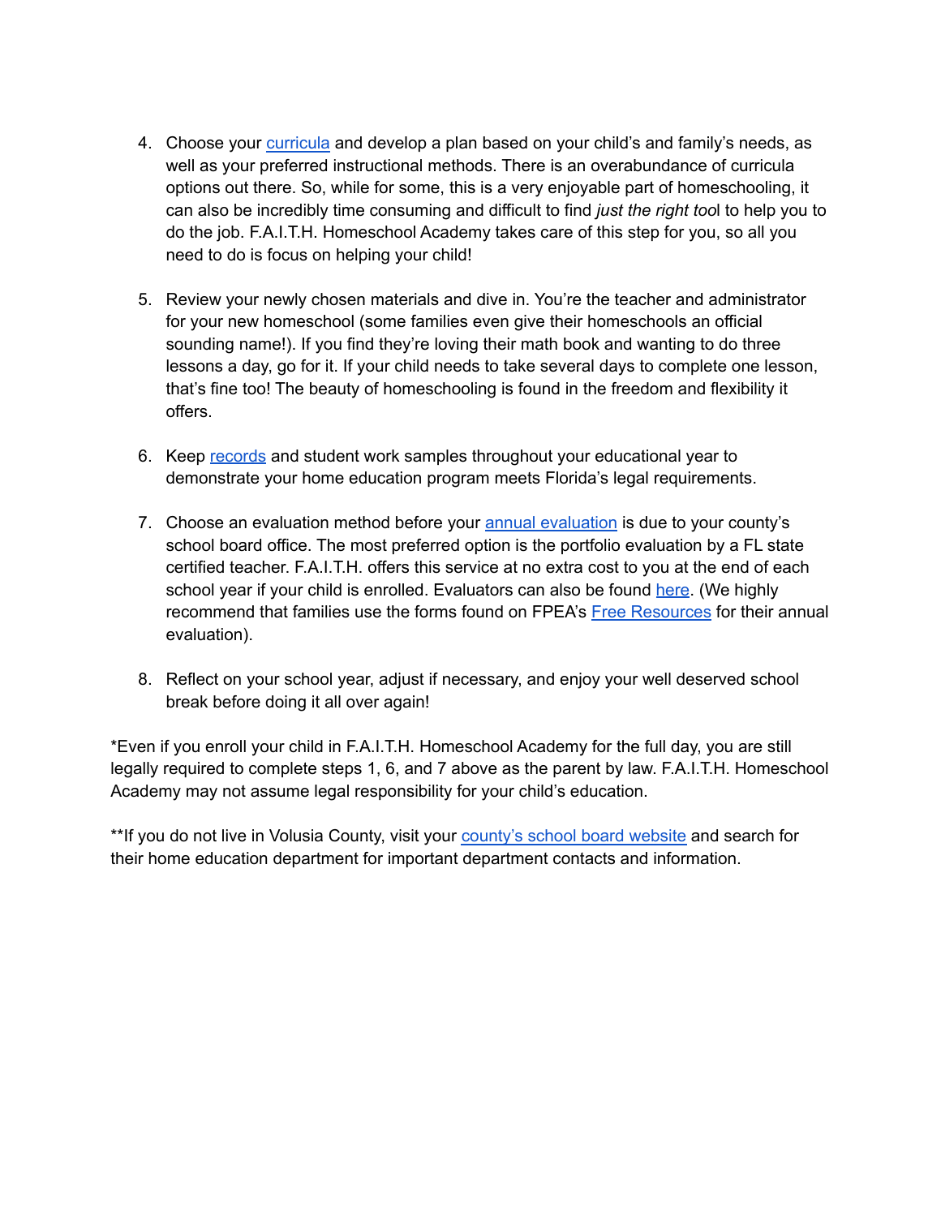4. Choose your curricula and develop a plan based on your child's and family's needs, as well as your preferred instructional methods. There is an overabundance of curricula options out there. So, while for some, this is a very enjoyable part of homeschooling, it can also be incredibly time consuming and difficult to find *just the right too*l to help you to do the job. F.A.I.T.H. Homeschool Academy takes care of this step for you, so all you need to do is focus on helping your child!

5. Review your newly chosen materials and dive in. You're the teacher and administrator for your new homeschool (some families even give their homeschools an official sounding name!). If you find they're loving their math book and wanting to do three lessons a day, go for it. If your child needs to take several days to complete one lesson, that's fine too! The beauty of homeschooling is found in the freedom and flexibility it offers.

6. Keep records and student work samples throughout your educational year to demonstrate your home education program meets Florida's legal requirements.

7. Choose an evaluation method before your annual evaluation is due to your county's school board office. The most preferred option is the portfolio evaluation by a FL state certified teacher. F.A.I.T.H. offers this service at no extra cost to you at the end of each school year if your child is enrolled. Evaluators can also be found here. (We highly recommend that families use the forms found on FPEA's Free Resources for their annual evaluation).

8. Reflect on your school year, adjust if necessary, and enjoy your well deserved school break before doing it all over again!

*Even if you enroll your child in F.A.I.T.H. Homeschool Academy for the full day, you are still legally required to complete steps 1, 6, and 7 above as the parent by law. F.A.I.T.H. Homeschool Academy may not assume legal responsibility for your child's education.

**If you do not live in Volusia County, visit your county's school board website and search for their home education department for important department contacts and information.